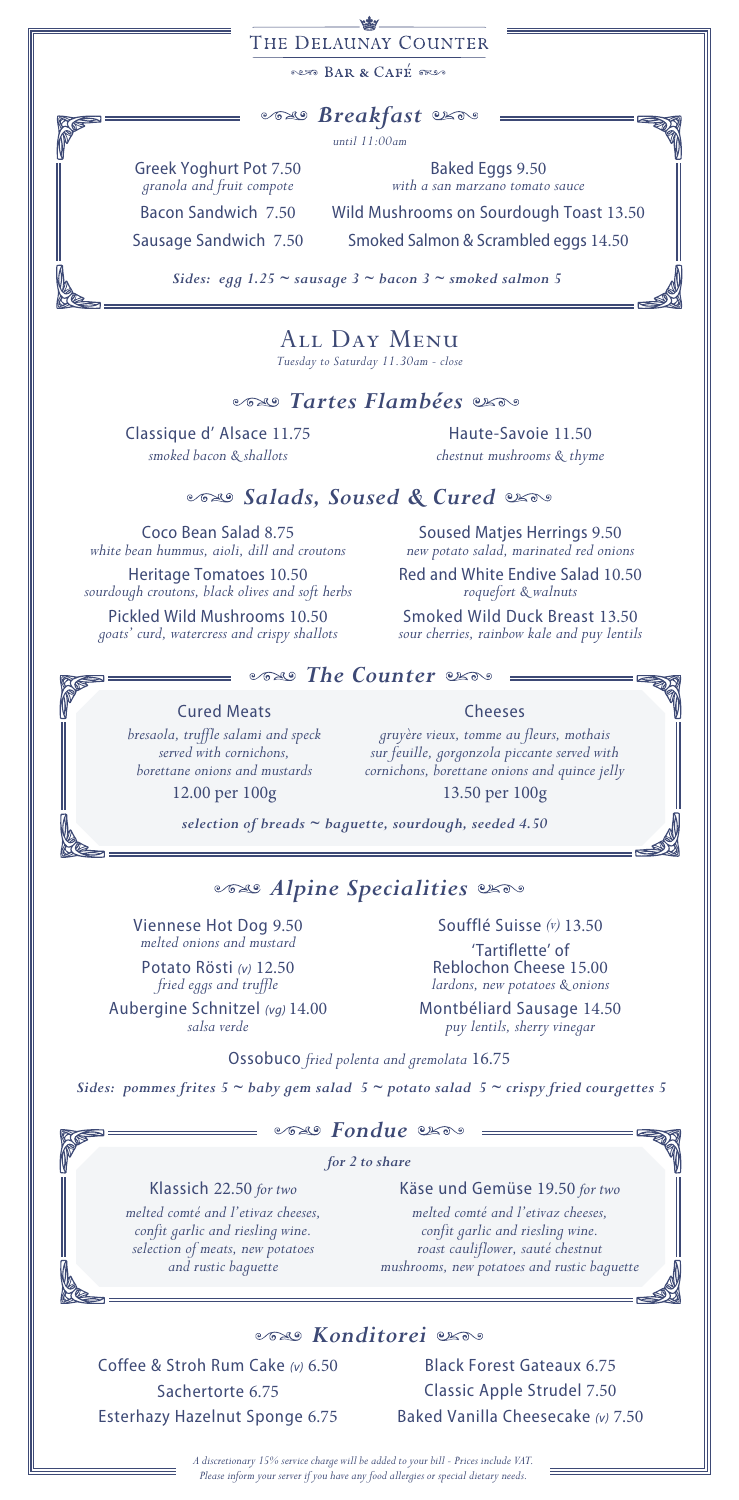# The Delaunay Counter

Bar & Café

## *Breakfast*

*until 11:00am*

Greek Yoghurt Pot 7.50
*granola and fruit compote*

Baked Eggs 9.50
*with a san marzano tomato sauce*

Bacon Sandwich 7.50

Wild Mushrooms on Sourdough Toast 13.50

Sausage Sandwich 7.50

Smoked Salmon & Scrambled eggs 14.50

***Sides: egg 1.25 ~ sausage 3 ~ bacon 3 ~ smoked salmon 5***

## All Day Menu

*Tuesday to Saturday 11.30am - close*

### *Tartes Flambées*

Classique d' Alsace 11.75
*smoked bacon & shallots*

Haute-Savoie 11.50
*chestnut mushrooms & thyme*

### *Salads, Soused & Cured*

Coco Bean Salad 8.75
*white bean hummus, aioli, dill and croutons*

Heritage Tomatoes 10.50
*sourdough croutons, black olives and soft herbs*

Pickled Wild Mushrooms 10.50
*goats' curd, watercress and crispy shallots*

Soused Matjes Herrings 9.50
*new potato salad, marinated red onions*

Red and White Endive Salad 10.50
*roquefort & walnuts*

Smoked Wild Duck Breast 13.50
*sour cherries, rainbow kale and puy lentils*

### *The Counter*

Cured Meats
*bresaola, truffle salami and speck served with cornichons, borettane onions and mustards*
12.00 per 100g

Cheeses
*gruyère vieux, tomme au fleurs, mothais sur feuille, gorgonzola piccante served with cornichons, borettane onions and quince jelly*
13.50 per 100g

***selection of breads ~ baguette, sourdough, seeded 4.50***

### *Alpine Specialities*

Viennese Hot Dog 9.50
*melted onions and mustard*

Potato Rösti *(v)* 12.50
*fried eggs and truffle*

Aubergine Schnitzel *(vg)* 14.00
*salsa verde*

Soufflé Suisse *(v)* 13.50

'Tartiflette' of Reblochon Cheese 15.00
*lardons, new potatoes & onions*

Montbéliard Sausage 14.50
*puy lentils, sherry vinegar*

Ossobuco *fried polenta and gremolata* 16.75

***Sides: pommes frites 5 ~ baby gem salad 5 ~ potato salad 5 ~ crispy fried courgettes 5***

### *Fondue*

***for 2 to share***

Klassich 22.50 *for two*
*melted comté and l'etivaz cheeses, confit garlic and riesling wine. selection of meats, new potatoes and rustic baguette*

Käse und Gemüse 19.50 *for two*
*melted comté and l'etivaz cheeses, confit garlic and riesling wine. roast cauliflower, sauté chestnut mushrooms, new potatoes and rustic baguette*

### *Konditorei*

Coffee & Stroh Rum Cake *(v)* 6.50

Sachertorte 6.75

Esterhazy Hazelnut Sponge 6.75

Black Forest Gateaux 6.75

Classic Apple Strudel 7.50

Baked Vanilla Cheesecake *(v)* 7.50

*A discretionary 15% service charge will be added to your bill - Prices include VAT.*
*Please inform your server if you have any food allergies or special dietary needs.*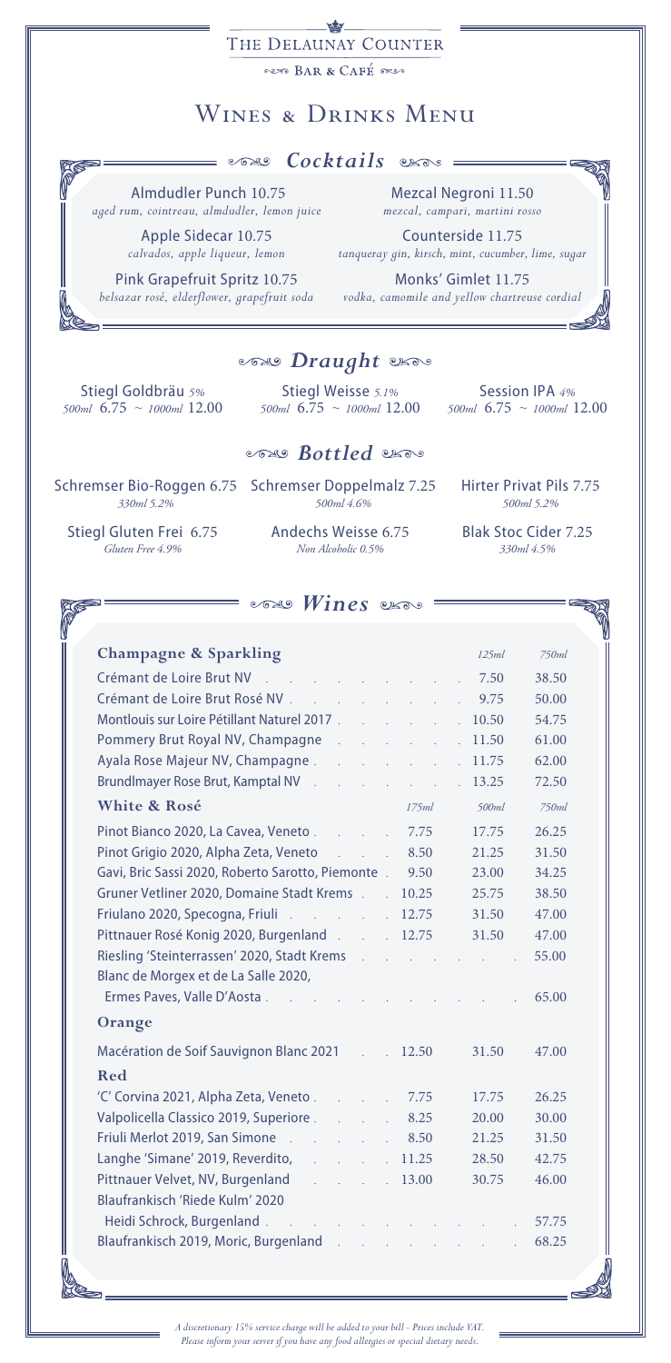# The Delaunay Counter

Bar & Café

## Wines & Drinks Menu

### *Cocktails*

**Almdudler Punch** 10.75
*aged rum, cointreau, almdudler, lemon juice*

**Apple Sidecar** 10.75
*calvados, apple liqueur, lemon*

**Pink Grapefruit Spritz** 10.75
*belsazar rosé, elderflower, grapefruit soda*

**Mezcal Negroni** 11.50
*mezcal, campari, martini rosso*

**Counterside** 11.75
*tanqueray gin, kirsch, mint, cucumber, lime, sugar*

**Monks' Gimlet** 11.75
*vodka, camomile and yellow chartreuse cordial*

### *Draught*

**Stiegl Goldbräu** *5%*
*500ml* 6.75 ~ *1000ml* 12.00

**Stiegl Weisse** *5.1%*
*500ml* 6.75 ~ *1000ml* 12.00

**Session IPA** *4%*
*500ml* 6.75 ~ *1000ml* 12.00

### *Bottled*

**Schremser Bio-Roggen** 6.75
*330ml 5.2%*

**Schremser Doppelmalz** 7.25
*500ml 4.6%*

**Hirter Privat Pils** 7.75
*500ml 5.2%*

**Stiegl Gluten Frei** 6.75
*Gluten Free 4.9%*

**Andechs Weisse** 6.75
*Non Alcoholic 0.5%*

**Blak Stoc Cider** 7.25
*330ml 4.5%*

### *Wines*

| Champagne & Sparkling | 125ml | 750ml |
|---|---|---|
| Crémant de Loire Brut NV | 7.50 | 38.50 |
| Crémant de Loire Brut Rosé NV | 9.75 | 50.00 |
| Montlouis sur Loire Pétillant Naturel 2017 | 10.50 | 54.75 |
| Pommery Brut Royal NV, Champagne | 11.50 | 61.00 |
| Ayala Rose Majeur NV, Champagne | 11.75 | 62.00 |
| Brundlmayer Rose Brut, Kamptal NV | 13.25 | 72.50 |

| White & Rosé | 175ml | 500ml | 750ml |
|---|---|---|---|
| Pinot Bianco 2020, La Cavea, Veneto | 7.75 | 17.75 | 26.25 |
| Pinot Grigio 2020, Alpha Zeta, Veneto | 8.50 | 21.25 | 31.50 |
| Gavi, Bric Sassi 2020, Roberto Sarotto, Piemonte | 9.50 | 23.00 | 34.25 |
| Gruner Vetliner 2020, Domaine Stadt Krems | 10.25 | 25.75 | 38.50 |
| Friulano 2020, Specogna, Friuli | 12.75 | 31.50 | 47.00 |
| Pittnauer Rosé Konig 2020, Burgenland | 12.75 | 31.50 | 47.00 |
| Riesling 'Steinterrassen' 2020, Stadt Krems | | | 55.00 |
| Blanc de Morgex et de La Salle 2020, Ermes Paves, Valle D'Aosta | | | 65.00 |
| **Orange** | | | |
| Macération de Soif Sauvignon Blanc 2021 | 12.50 | 31.50 | 47.00 |
| **Red** | | | |
| 'C' Corvina 2021, Alpha Zeta, Veneto | 7.75 | 17.75 | 26.25 |
| Valpolicella Classico 2019, Superiore | 8.25 | 20.00 | 30.00 |
| Friuli Merlot 2019, San Simone | 8.50 | 21.25 | 31.50 |
| Langhe 'Simane' 2019, Reverdito, | 11.25 | 28.50 | 42.75 |
| Pittnauer Velvet, NV, Burgenland | 13.00 | 30.75 | 46.00 |
| Blaufrankisch 'Riede Kulm' 2020 Heidi Schrock, Burgenland | | | 57.75 |
| Blaufrankisch 2019, Moric, Burgenland | | | 68.25 |

*A discretionary 15% service charge will be added to your bill - Prices include VAT.*
*Please inform your server if you have any food allergies or special dietary needs.*